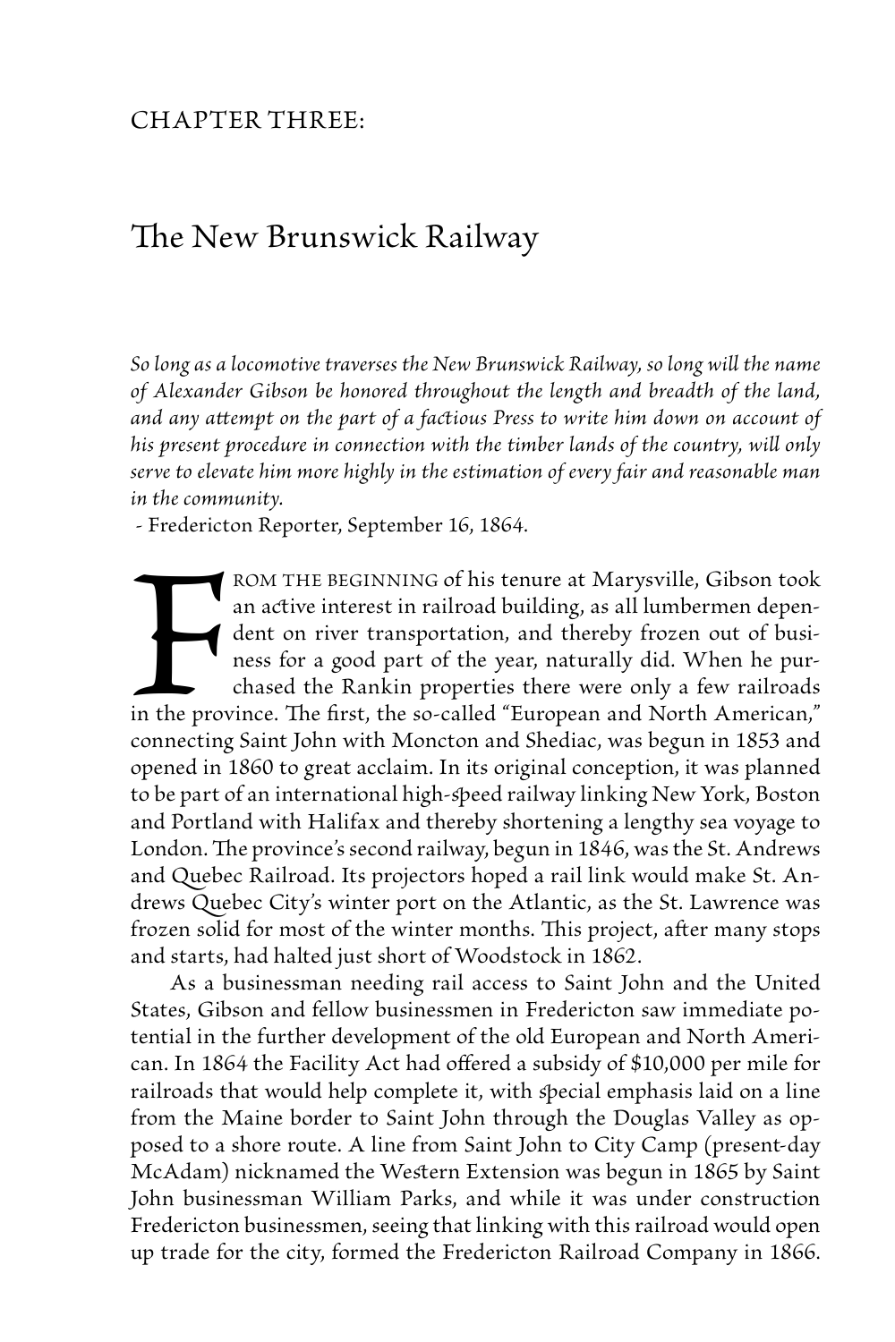CHAPTER THREE:

# The New Brunswick Railway

*So long as a locomotive traverses the New Brunswick Railway, so long will the name of Alexander Gibson be honored throughout the length and breadth of the land, and any attempt on the part of a factious Press to write him down on account of his present procedure in connection with the timber lands of the country, will only serve to elevate him more highly in the estimation of every fair and reasonable man in the community.*
- Fredericton Reporter, September 16, 1864.

FROM THE BEGINNING of his tenure at Marysville, Gibson took an active interest in railroad building, as all lumbermen dependent on river transportation, and thereby frozen out of business for a good part of the year, naturally did. When he purchased the Rankin properties there were only a few railroads in the province. The first, the so-called "European and North American," connecting Saint John with Moncton and Shediac, was begun in 1853 and opened in 1860 to great acclaim. In its original conception, it was planned to be part of an international high-speed railway linking New York, Boston and Portland with Halifax and thereby shortening a lengthy sea voyage to London. The province's second railway, begun in 1846, was the St. Andrews and Quebec Railroad. Its projectors hoped a rail link would make St. Andrews Quebec City's winter port on the Atlantic, as the St. Lawrence was frozen solid for most of the winter months. This project, after many stops and starts, had halted just short of Woodstock in 1862.

As a businessman needing rail access to Saint John and the United States, Gibson and fellow businessmen in Fredericton saw immediate potential in the further development of the old European and North American. In 1864 the Facility Act had offered a subsidy of $10,000 per mile for railroads that would help complete it, with special emphasis laid on a line from the Maine border to Saint John through the Douglas Valley as opposed to a shore route. A line from Saint John to City Camp (present-day McAdam) nicknamed the Western Extension was begun in 1865 by Saint John businessman William Parks, and while it was under construction Fredericton businessmen, seeing that linking with this railroad would open up trade for the city, formed the Fredericton Railroad Company in 1866.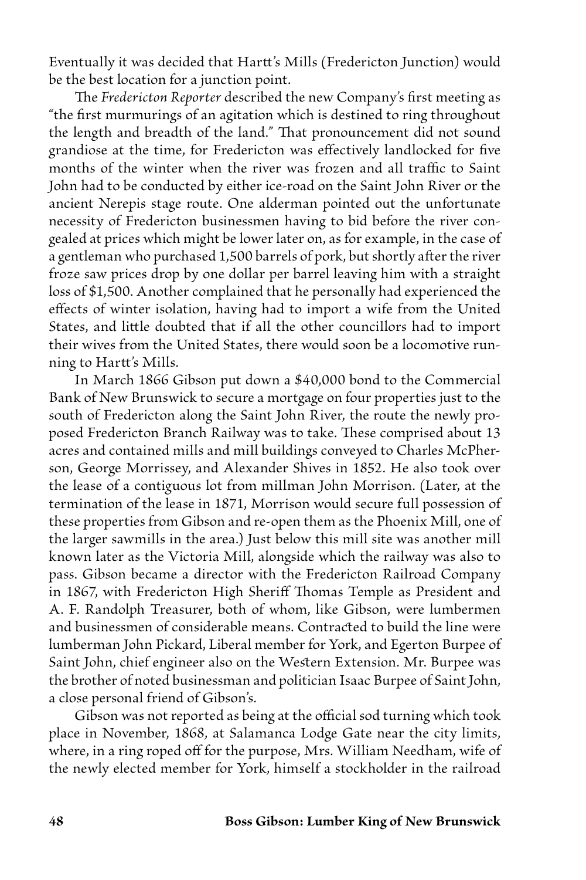Eventually it was decided that Hartt's Mills (Fredericton Junction) would be the best location for a junction point.

The *Fredericton Reporter* described the new Company's first meeting as "the first murmurings of an agitation which is destined to ring throughout the length and breadth of the land." That pronouncement did not sound grandiose at the time, for Fredericton was effectively landlocked for five months of the winter when the river was frozen and all traffic to Saint John had to be conducted by either ice-road on the Saint John River or the ancient Nerepis stage route. One alderman pointed out the unfortunate necessity of Fredericton businessmen having to bid before the river congealed at prices which might be lower later on, as for example, in the case of a gentleman who purchased 1,500 barrels of pork, but shortly after the river froze saw prices drop by one dollar per barrel leaving him with a straight loss of $1,500. Another complained that he personally had experienced the effects of winter isolation, having had to import a wife from the United States, and little doubted that if all the other councillors had to import their wives from the United States, there would soon be a locomotive running to Hartt's Mills.

In March 1866 Gibson put down a $40,000 bond to the Commercial Bank of New Brunswick to secure a mortgage on four properties just to the south of Fredericton along the Saint John River, the route the newly proposed Fredericton Branch Railway was to take. These comprised about 13 acres and contained mills and mill buildings conveyed to Charles McPherson, George Morrissey, and Alexander Shives in 1852. He also took over the lease of a contiguous lot from millman John Morrison. (Later, at the termination of the lease in 1871, Morrison would secure full possession of these properties from Gibson and re-open them as the Phoenix Mill, one of the larger sawmills in the area.) Just below this mill site was another mill known later as the Victoria Mill, alongside which the railway was also to pass. Gibson became a director with the Fredericton Railroad Company in 1867, with Fredericton High Sheriff Thomas Temple as President and A. F. Randolph Treasurer, both of whom, like Gibson, were lumbermen and businessmen of considerable means. Contracted to build the line were lumberman John Pickard, Liberal member for York, and Egerton Burpee of Saint John, chief engineer also on the Western Extension. Mr. Burpee was the brother of noted businessman and politician Isaac Burpee of Saint John, a close personal friend of Gibson's.

Gibson was not reported as being at the official sod turning which took place in November, 1868, at Salamanca Lodge Gate near the city limits, where, in a ring roped off for the purpose, Mrs. William Needham, wife of the newly elected member for York, himself a stockholder in the railroad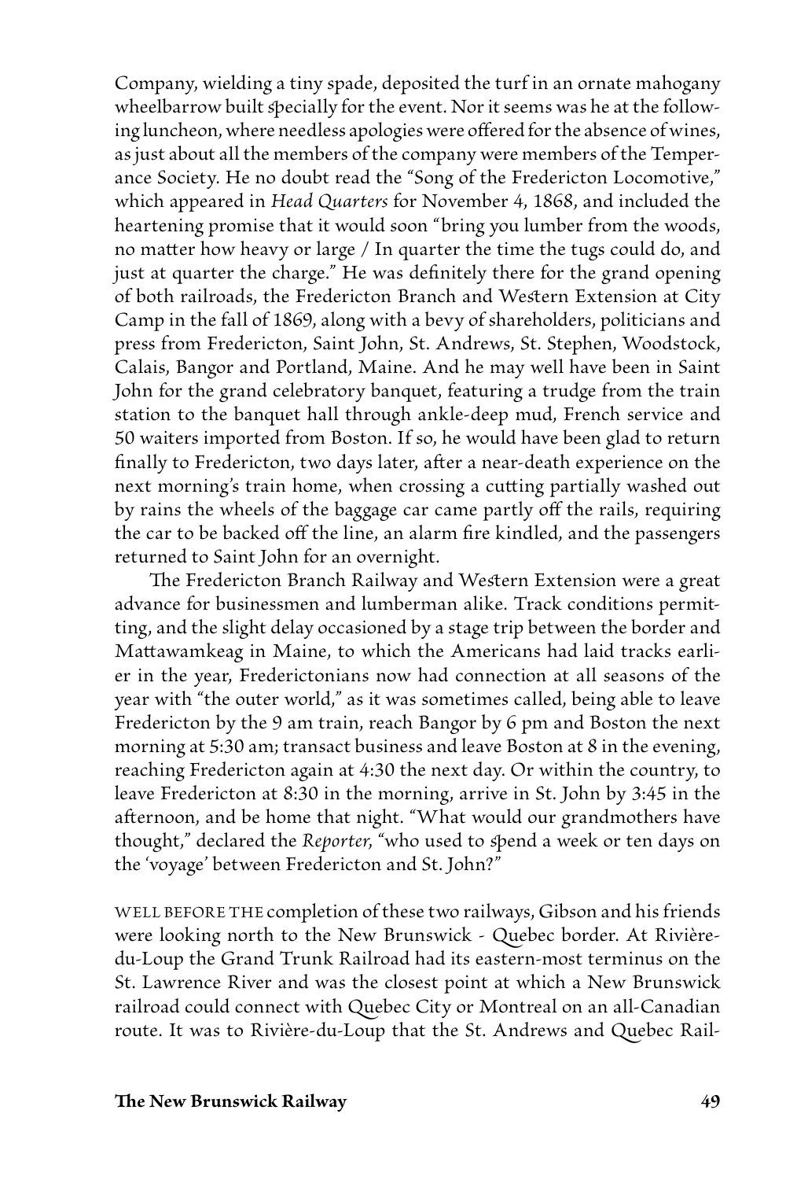Company, wielding a tiny spade, deposited the turf in an ornate mahogany wheelbarrow built specially for the event. Nor it seems was he at the following luncheon, where needless apologies were offered for the absence of wines, as just about all the members of the company were members of the Temperance Society. He no doubt read the "Song of the Fredericton Locomotive," which appeared in *Head Quarters* for November 4, 1868, and included the heartening promise that it would soon "bring you lumber from the woods, no matter how heavy or large / In quarter the time the tugs could do, and just at quarter the charge." He was definitely there for the grand opening of both railroads, the Fredericton Branch and Western Extension at City Camp in the fall of 1869, along with a bevy of shareholders, politicians and press from Fredericton, Saint John, St. Andrews, St. Stephen, Woodstock, Calais, Bangor and Portland, Maine. And he may well have been in Saint John for the grand celebratory banquet, featuring a trudge from the train station to the banquet hall through ankle-deep mud, French service and 50 waiters imported from Boston. If so, he would have been glad to return finally to Fredericton, two days later, after a near-death experience on the next morning's train home, when crossing a cutting partially washed out by rains the wheels of the baggage car came partly off the rails, requiring the car to be backed off the line, an alarm fire kindled, and the passengers returned to Saint John for an overnight.

The Fredericton Branch Railway and Western Extension were a great advance for businessmen and lumberman alike. Track conditions permitting, and the slight delay occasioned by a stage trip between the border and Mattawamkeag in Maine, to which the Americans had laid tracks earlier in the year, Frederictonians now had connection at all seasons of the year with "the outer world," as it was sometimes called, being able to leave Fredericton by the 9 am train, reach Bangor by 6 pm and Boston the next morning at 5:30 am; transact business and leave Boston at 8 in the evening, reaching Fredericton again at 4:30 the next day. Or within the country, to leave Fredericton at 8:30 in the morning, arrive in St. John by 3:45 in the afternoon, and be home that night. "What would our grandmothers have thought," declared the *Reporter*, "who used to spend a week or ten days on the 'voyage' between Fredericton and St. John?"

WELL BEFORE THE completion of these two railways, Gibson and his friends were looking north to the New Brunswick - Quebec border. At Rivière-du-Loup the Grand Trunk Railroad had its eastern-most terminus on the St. Lawrence River and was the closest point at which a New Brunswick railroad could connect with Quebec City or Montreal on an all-Canadian route. It was to Rivière-du-Loup that the St. Andrews and Quebec Rail-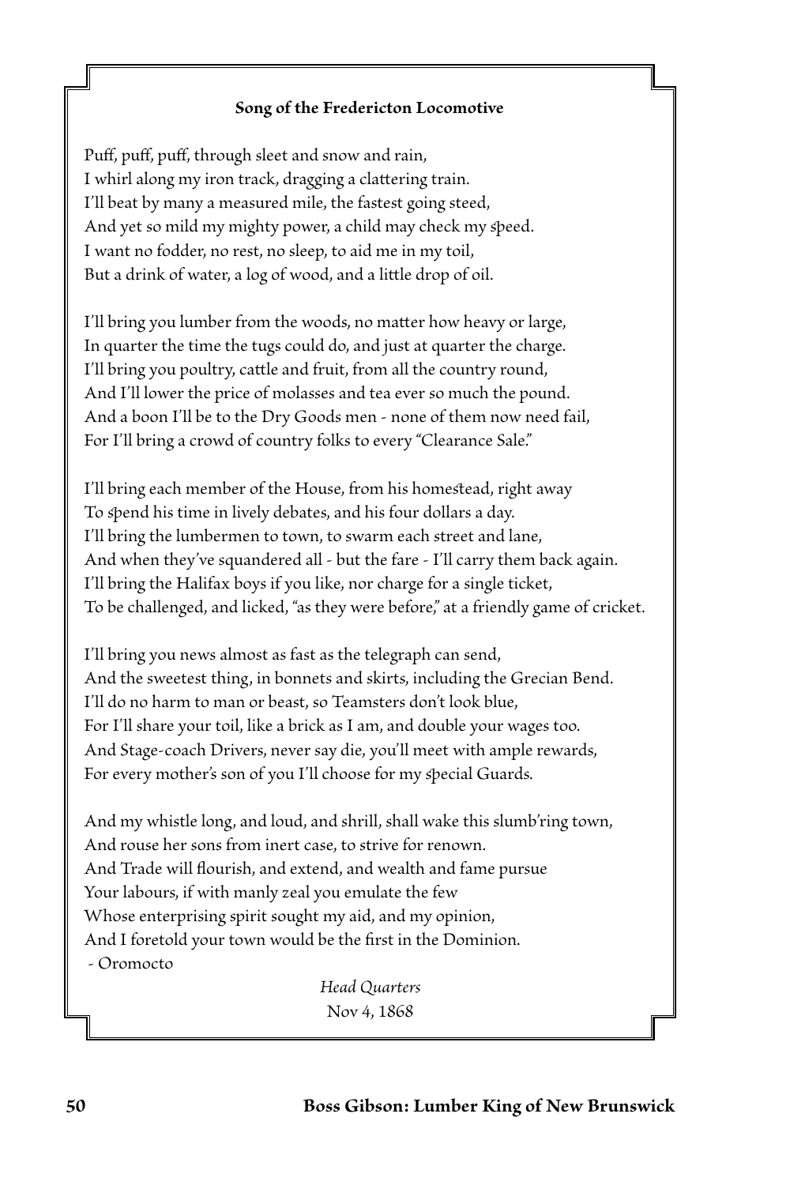**Song of the Fredericton Locomotive**

Puff, puff, puff, through sleet and snow and rain,  
I whirl along my iron track, dragging a clattering train.  
I'll beat by many a measured mile, the fastest going steed,  
And yet so mild my mighty power, a child may check my speed.  
I want no fodder, no rest, no sleep, to aid me in my toil,  
But a drink of water, a log of wood, and a little drop of oil.

I'll bring you lumber from the woods, no matter how heavy or large,  
In quarter the time the tugs could do, and just at quarter the charge.  
I'll bring you poultry, cattle and fruit, from all the country round,  
And I'll lower the price of molasses and tea ever so much the pound.  
And a boon I'll be to the Dry Goods men - none of them now need fail,  
For I'll bring a crowd of country folks to every "Clearance Sale."

I'll bring each member of the House, from his homestead, right away  
To spend his time in lively debates, and his four dollars a day.  
I'll bring the lumbermen to town, to swarm each street and lane,  
And when they've squandered all - but the fare - I'll carry them back again.  
I'll bring the Halifax boys if you like, nor charge for a single ticket,  
To be challenged, and licked, "as they were before," at a friendly game of cricket.

I'll bring you news almost as fast as the telegraph can send,  
And the sweetest thing, in bonnets and skirts, including the Grecian Bend.  
I'll do no harm to man or beast, so Teamsters don't look blue,  
For I'll share your toil, like a brick as I am, and double your wages too.  
And Stage-coach Drivers, never say die, you'll meet with ample rewards,  
For every mother's son of you I'll choose for my special Guards.

And my whistle long, and loud, and shrill, shall wake this slumb'ring town,  
And rouse her sons from inert case, to strive for renown.  
And Trade will flourish, and extend, and wealth and fame pursue  
Your labours, if with manly zeal you emulate the few  
Whose enterprising spirit sought my aid, and my opinion,  
And I foretold your town would be the first in the Dominion.  
- Oromocto

*Head Quarters*  
Nov 4, 1868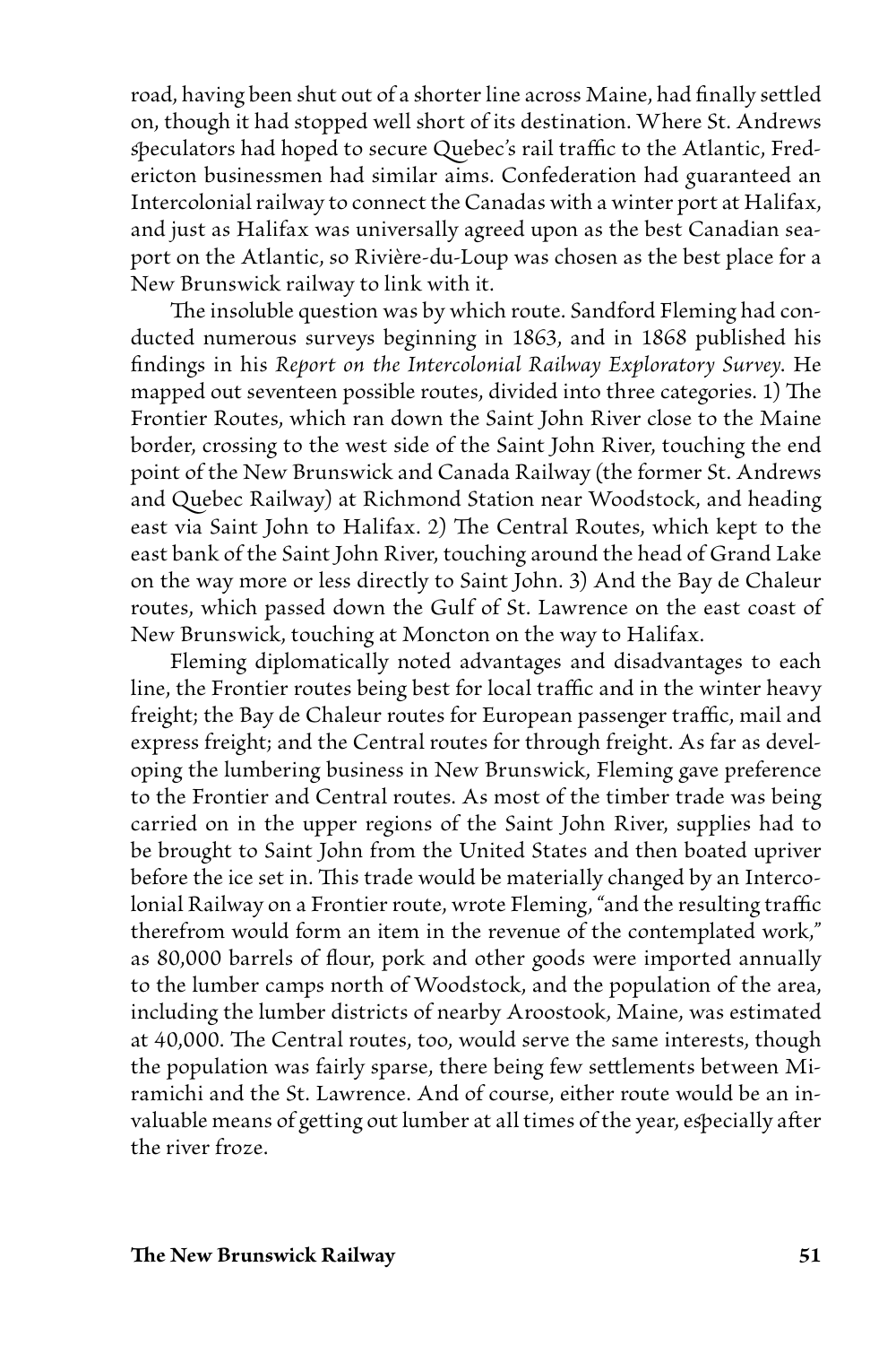road, having been shut out of a shorter line across Maine, had finally settled on, though it had stopped well short of its destination. Where St. Andrews speculators had hoped to secure Quebec's rail traffic to the Atlantic, Fredericton businessmen had similar aims. Confederation had guaranteed an Intercolonial railway to connect the Canadas with a winter port at Halifax, and just as Halifax was universally agreed upon as the best Canadian seaport on the Atlantic, so Rivière-du-Loup was chosen as the best place for a New Brunswick railway to link with it.

The insoluble question was by which route. Sandford Fleming had conducted numerous surveys beginning in 1863, and in 1868 published his findings in his *Report on the Intercolonial Railway Exploratory Survey*. He mapped out seventeen possible routes, divided into three categories. 1) The Frontier Routes, which ran down the Saint John River close to the Maine border, crossing to the west side of the Saint John River, touching the end point of the New Brunswick and Canada Railway (the former St. Andrews and Quebec Railway) at Richmond Station near Woodstock, and heading east via Saint John to Halifax. 2) The Central Routes, which kept to the east bank of the Saint John River, touching around the head of Grand Lake on the way more or less directly to Saint John. 3) And the Bay de Chaleur routes, which passed down the Gulf of St. Lawrence on the east coast of New Brunswick, touching at Moncton on the way to Halifax.

Fleming diplomatically noted advantages and disadvantages to each line, the Frontier routes being best for local traffic and in the winter heavy freight; the Bay de Chaleur routes for European passenger traffic, mail and express freight; and the Central routes for through freight. As far as developing the lumbering business in New Brunswick, Fleming gave preference to the Frontier and Central routes. As most of the timber trade was being carried on in the upper regions of the Saint John River, supplies had to be brought to Saint John from the United States and then boated upriver before the ice set in. This trade would be materially changed by an Intercolonial Railway on a Frontier route, wrote Fleming, "and the resulting traffic therefrom would form an item in the revenue of the contemplated work," as 80,000 barrels of flour, pork and other goods were imported annually to the lumber camps north of Woodstock, and the population of the area, including the lumber districts of nearby Aroostook, Maine, was estimated at 40,000. The Central routes, too, would serve the same interests, though the population was fairly sparse, there being few settlements between Miramichi and the St. Lawrence. And of course, either route would be an invaluable means of getting out lumber at all times of the year, especially after the river froze.